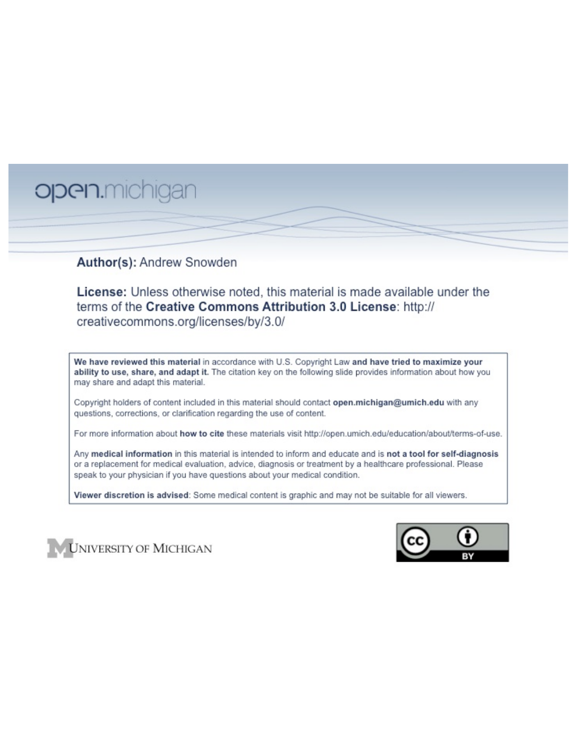open.michigan

**Author(s):** Andrew Snowden

**License:** Unless otherwise noted, this material is made available under the terms of the **Creative Commons Attribution 3.0 License**: http://creativecommons.org/licenses/by/3.0/

**We have reviewed this material** in accordance with U.S. Copyright Law **and have tried to maximize your ability to use, share, and adapt it.** The citation key on the following slide provides information about how you may share and adapt this material.

Copyright holders of content included in this material should contact **open.michigan@umich.edu** with any questions, corrections, or clarification regarding the use of content.

For more information about **how to cite** these materials visit http://open.umich.edu/education/about/terms-of-use.

Any **medical information** in this material is intended to inform and educate and is **not a tool for self-diagnosis** or a replacement for medical evaluation, advice, diagnosis or treatment by a healthcare professional. Please speak to your physician if you have questions about your medical condition.

**Viewer discretion is advised**: Some medical content is graphic and may not be suitable for all viewers.

UNIVERSITY OF MICHIGAN

CC BY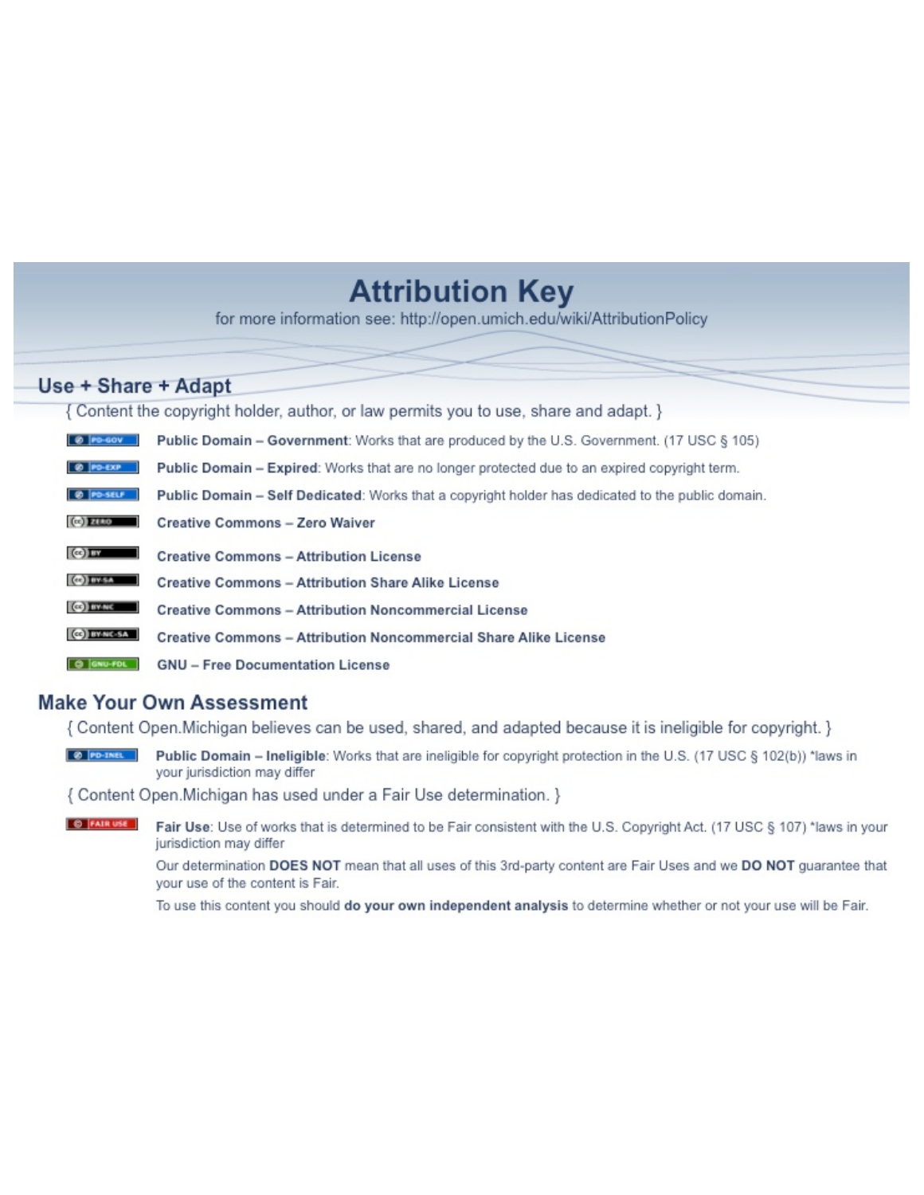# Attribution Key

for more information see: http://open.umich.edu/wiki/AttributionPolicy

## Use + Share + Adapt

{ Content the copyright holder, author, or law permits you to use, share and adapt. }

- PD-GOV — **Public Domain – Government**: Works that are produced by the U.S. Government. (17 USC § 105)
- PD-EXP — **Public Domain – Expired**: Works that are no longer protected due to an expired copyright term.
- PD-SELF — **Public Domain – Self Dedicated**: Works that a copyright holder has dedicated to the public domain.
- ZERO — **Creative Commons – Zero Waiver**
- BY — **Creative Commons – Attribution License**
- BY-SA — **Creative Commons – Attribution Share Alike License**
- BY-NC — **Creative Commons – Attribution Noncommercial License**
- BY-NC-SA — **Creative Commons – Attribution Noncommercial Share Alike License**
- GNU-FDL — **GNU – Free Documentation License**

## Make Your Own Assessment

{ Content Open.Michigan believes can be used, shared, and adapted because it is ineligible for copyright. }

- PD-INEL — **Public Domain – Ineligible**: Works that are ineligible for copyright protection in the U.S. (17 USC § 102(b)) *laws in your jurisdiction may differ

{ Content Open.Michigan has used under a Fair Use determination. }

- FAIR USE — **Fair Use**: Use of works that is determined to be Fair consistent with the U.S. Copyright Act. (17 USC § 107) *laws in your jurisdiction may differ

  Our determination **DOES NOT** mean that all uses of this 3rd-party content are Fair Uses and we **DO NOT** guarantee that your use of the content is Fair.

  To use this content you should **do your own independent analysis** to determine whether or not your use will be Fair.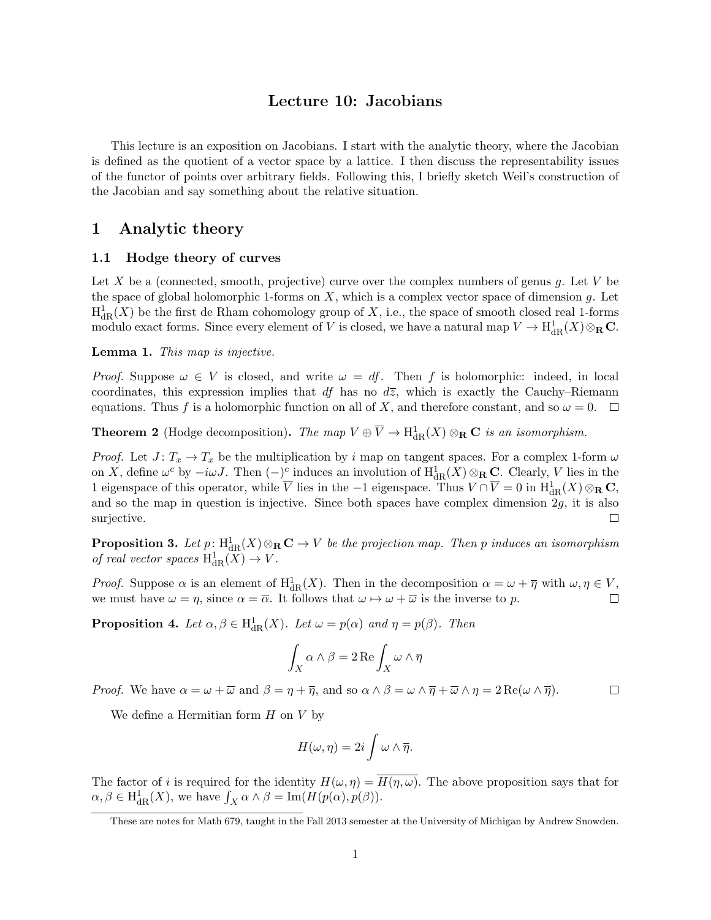# Lecture 10: Jacobians

This lecture is an exposition on Jacobians. I start with the analytic theory, where the Jacobian is defined as the quotient of a vector space by a lattice. I then discuss the representability issues of the functor of points over arbitrary fields. Following this, I briefly sketch Weil's construction of the Jacobian and say something about the relative situation.

## 1 Analytic theory

### 1.1 Hodge theory of curves

Let $X$ be a (connected, smooth, projective) curve over the complex numbers of genus $g$. Let $V$ be the space of global holomorphic 1-forms on $X$, which is a complex vector space of dimension $g$. Let $\mathrm{H}^1_{\mathrm{dR}}(X)$ be the first de Rham cohomology group of $X$, i.e., the space of smooth closed real 1-forms modulo exact forms. Since every element of $V$ is closed, we have a natural map $V \to \mathrm{H}^1_{\mathrm{dR}}(X) \otimes_{\mathbf{R}} \mathbf{C}$.

**Lemma 1.** *This map is injective.*

*Proof.* Suppose $\omega \in V$ is closed, and write $\omega = df$. Then $f$ is holomorphic: indeed, in local coordinates, this expression implies that $df$ has no $d\overline{z}$, which is exactly the Cauchy–Riemann equations. Thus $f$ is a holomorphic function on all of $X$, and therefore constant, and so $\omega = 0$. □

**Theorem 2** (Hodge decomposition)**.** *The map $V \oplus \overline{V} \to \mathrm{H}^1_{\mathrm{dR}}(X) \otimes_{\mathbf{R}} \mathbf{C}$ is an isomorphism.*

*Proof.* Let $J \colon T_x \to T_x$ be the multiplication by $i$ map on tangent spaces. For a complex 1-form $\omega$ on $X$, define $\omega^c$ by $-i\omega J$. Then $(-)^c$ induces an involution of $\mathrm{H}^1_{\mathrm{dR}}(X) \otimes_{\mathbf{R}} \mathbf{C}$. Clearly, $V$ lies in the 1 eigenspace of this operator, while $\overline{V}$ lies in the $-1$ eigenspace. Thus $V \cap \overline{V} = 0$ in $\mathrm{H}^1_{\mathrm{dR}}(X) \otimes_{\mathbf{R}} \mathbf{C}$, and so the map in question is injective. Since both spaces have complex dimension $2g$, it is also surjective. □

**Proposition 3.** *Let $p \colon \mathrm{H}^1_{\mathrm{dR}}(X) \otimes_{\mathbf{R}} \mathbf{C} \to V$ be the projection map. Then $p$ induces an isomorphism of real vector spaces $\mathrm{H}^1_{\mathrm{dR}}(X) \to V$.*

*Proof.* Suppose $\alpha$ is an element of $\mathrm{H}^1_{\mathrm{dR}}(X)$. Then in the decomposition $\alpha = \omega + \overline{\eta}$ with $\omega, \eta \in V$, we must have $\omega = \eta$, since $\alpha = \overline{\alpha}$. It follows that $\omega \mapsto \omega + \overline{\omega}$ is the inverse to $p$. □

**Proposition 4.** *Let $\alpha, \beta \in \mathrm{H}^1_{\mathrm{dR}}(X)$. Let $\omega = p(\alpha)$ and $\eta = p(\beta)$. Then*

$$\int_X \alpha \wedge \beta = 2 \operatorname{Re} \int_X \omega \wedge \overline{\eta}$$

*Proof.* We have $\alpha = \omega + \overline{\omega}$ and $\beta = \eta + \overline{\eta}$, and so $\alpha \wedge \beta = \omega \wedge \overline{\eta} + \overline{\omega} \wedge \eta = 2 \operatorname{Re}(\omega \wedge \overline{\eta})$. □

We define a Hermitian form $H$ on $V$ by

$$H(\omega, \eta) = 2i \int \omega \wedge \overline{\eta}.$$

The factor of $i$ is required for the identity $H(\omega, \eta) = \overline{H(\eta, \omega)}$. The above proposition says that for $\alpha, \beta \in \mathrm{H}^1_{\mathrm{dR}}(X)$, we have $\int_X \alpha \wedge \beta = \operatorname{Im}(H(p(\alpha), p(\beta))$.

These are notes for Math 679, taught in the Fall 2013 semester at the University of Michigan by Andrew Snowden.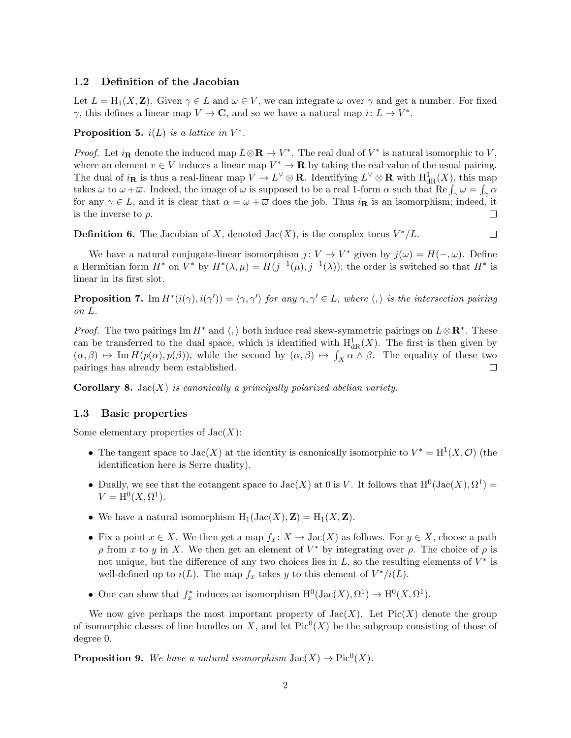### 1.2 Definition of the Jacobian

Let $L = \mathrm{H}_1(X, \mathbf{Z})$. Given $\gamma \in L$ and $\omega \in V$, we can integrate $\omega$ over $\gamma$ and get a number. For fixed $\gamma$, this defines a linear map $V \to \mathbf{C}$, and so we have a natural map $i \colon L \to V^*$.

**Proposition 5.** *$i(L)$ is a lattice in $V^*$.*

*Proof.* Let $i_{\mathbf{R}}$ denote the induced map $L \otimes \mathbf{R} \to V^*$. The real dual of $V^*$ is natural isomorphic to $V$, where an element $v \in V$ induces a linear map $V^* \to \mathbf{R}$ by taking the real value of the usual pairing. The dual of $i_{\mathbf{R}}$ is thus a real-linear map $V \to L^\vee \otimes \mathbf{R}$. Identifying $L^\vee \otimes \mathbf{R}$ with $\mathrm{H}^1_{\mathrm{dR}}(X)$, this map takes $\omega$ to $\omega + \overline{\omega}$. Indeed, the image of $\omega$ is supposed to be a real 1-form $\alpha$ such that $\mathrm{Re} \int_\gamma \omega = \int_\gamma \alpha$ for any $\gamma \in L$, and it is clear that $\alpha = \omega + \overline{\omega}$ does the job. Thus $i_{\mathbf{R}}$ is an isomorphism; indeed, it is the inverse to $p$. □

**Definition 6.** The Jacobian of $X$, denoted $\mathrm{Jac}(X)$, is the complex torus $V^*/L$. □

We have a natural conjugate-linear isomorphism $j \colon V \to V^*$ given by $j(\omega) = H(-, \omega)$. Define a Hermitian form $H^*$ on $V^*$ by $H^*(\lambda, \mu) = H(j^{-1}(\mu), j^{-1}(\lambda))$; the order is switched so that $H^*$ is linear in its first slot.

**Proposition 7.** *$\mathrm{Im}\, H^*(i(\gamma), i(\gamma')) = \langle \gamma, \gamma' \rangle$ for any $\gamma, \gamma' \in L$, where $\langle , \rangle$ is the intersection pairing on $L$.*

*Proof.* The two pairings $\mathrm{Im}\, H^*$ and $\langle , \rangle$ both induce real skew-symmetric pairings on $L \otimes \mathbf{R}^*$. These can be transferred to the dual space, which is identified with $\mathrm{H}^1_{\mathrm{dR}}(X)$. The first is then given by $(\alpha, \beta) \mapsto \mathrm{Im}\, H(p(\alpha), p(\beta))$, while the second by $(\alpha, \beta) \mapsto \int_X \alpha \wedge \beta$. The equality of these two pairings has already been established. □

**Corollary 8.** *$\mathrm{Jac}(X)$ is canonically a principally polarized abelian variety.*

### 1.3 Basic properties

Some elementary properties of $\mathrm{Jac}(X)$:

- The tangent space to $\mathrm{Jac}(X)$ at the identity is canonically isomorphic to $V^* = \mathrm{H}^1(X, \mathcal{O})$ (the identification here is Serre duality).
- Dually, we see that the cotangent space to $\mathrm{Jac}(X)$ at 0 is $V$. It follows that $\mathrm{H}^0(\mathrm{Jac}(X), \Omega^1) = V = \mathrm{H}^0(X, \Omega^1)$.
- We have a natural isomorphism $\mathrm{H}_1(\mathrm{Jac}(X), \mathbf{Z}) = \mathrm{H}_1(X, \mathbf{Z})$.
- Fix a point $x \in X$. We then get a map $f_x \colon X \to \mathrm{Jac}(X)$ as follows. For $y \in X$, choose a path $\rho$ from $x$ to $y$ in $X$. We then get an element of $V^*$ by integrating over $\rho$. The choice of $\rho$ is not unique, but the difference of any two choices lies in $L$, so the resulting elements of $V^*$ is well-defined up to $i(L)$. The map $f_x$ takes $y$ to this element of $V^*/i(L)$.
- One can show that $f_x^*$ induces an isomorphism $\mathrm{H}^0(\mathrm{Jac}(X), \Omega^1) \to \mathrm{H}^0(X, \Omega^1)$.

We now give perhaps the most important property of $\mathrm{Jac}(X)$. Let $\mathrm{Pic}(X)$ denote the group of isomorphic classes of line bundles on $X$, and let $\mathrm{Pic}^0(X)$ be the subgroup consisting of those of degree 0.

**Proposition 9.** *We have a natural isomorphism $\mathrm{Jac}(X) \to \mathrm{Pic}^0(X)$.*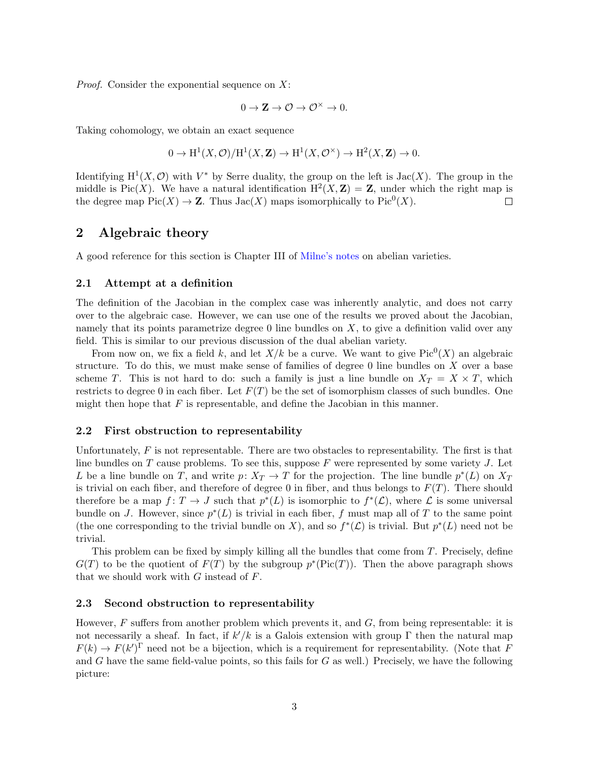*Proof.* Consider the exponential sequence on $X$:

$$0 \to \mathbf{Z} \to \mathcal{O} \to \mathcal{O}^\times \to 0.$$

Taking cohomology, we obtain an exact sequence

$$0 \to \mathrm{H}^1(X, \mathcal{O})/\mathrm{H}^1(X, \mathbf{Z}) \to \mathrm{H}^1(X, \mathcal{O}^\times) \to \mathrm{H}^2(X, \mathbf{Z}) \to 0.$$

Identifying $\mathrm{H}^1(X, \mathcal{O})$ with $V^*$ by Serre duality, the group on the left is $\mathrm{Jac}(X)$. The group in the middle is $\mathrm{Pic}(X)$. We have a natural identification $\mathrm{H}^2(X, \mathbf{Z}) = \mathbf{Z}$, under which the right map is the degree map $\mathrm{Pic}(X) \to \mathbf{Z}$. Thus $\mathrm{Jac}(X)$ maps isomorphically to $\mathrm{Pic}^0(X)$. □

## 2 Algebraic theory

A good reference for this section is Chapter III of Milne's notes on abelian varieties.

### 2.1 Attempt at a definition

The definition of the Jacobian in the complex case was inherently analytic, and does not carry over to the algebraic case. However, we can use one of the results we proved about the Jacobian, namely that its points parametrize degree 0 line bundles on $X$, to give a definition valid over any field. This is similar to our previous discussion of the dual abelian variety.

From now on, we fix a field $k$, and let $X/k$ be a curve. We want to give $\mathrm{Pic}^0(X)$ an algebraic structure. To do this, we must make sense of families of degree 0 line bundles on $X$ over a base scheme $T$. This is not hard to do: such a family is just a line bundle on $X_T = X \times T$, which restricts to degree 0 in each fiber. Let $F(T)$ be the set of isomorphism classes of such bundles. One might then hope that $F$ is representable, and define the Jacobian in this manner.

### 2.2 First obstruction to representability

Unfortunately, $F$ is not representable. There are two obstacles to representability. The first is that line bundles on $T$ cause problems. To see this, suppose $F$ were represented by some variety $J$. Let $L$ be a line bundle on $T$, and write $p \colon X_T \to T$ for the projection. The line bundle $p^*(L)$ on $X_T$ is trivial on each fiber, and therefore of degree 0 in fiber, and thus belongs to $F(T)$. There should therefore be a map $f \colon T \to J$ such that $p^*(L)$ is isomorphic to $f^*(\mathcal{L})$, where $\mathcal{L}$ is some universal bundle on $J$. However, since $p^*(L)$ is trivial in each fiber, $f$ must map all of $T$ to the same point (the one corresponding to the trivial bundle on $X$), and so $f^*(\mathcal{L})$ is trivial. But $p^*(L)$ need not be trivial.

This problem can be fixed by simply killing all the bundles that come from $T$. Precisely, define $G(T)$ to be the quotient of $F(T)$ by the subgroup $p^*(\mathrm{Pic}(T))$. Then the above paragraph shows that we should work with $G$ instead of $F$.

### 2.3 Second obstruction to representability

However, $F$ suffers from another problem which prevents it, and $G$, from being representable: it is not necessarily a sheaf. In fact, if $k'/k$ is a Galois extension with group $\Gamma$ then the natural map $F(k) \to F(k')^\Gamma$ need not be a bijection, which is a requirement for representability. (Note that $F$ and $G$ have the same field-value points, so this fails for $G$ as well.) Precisely, we have the following picture: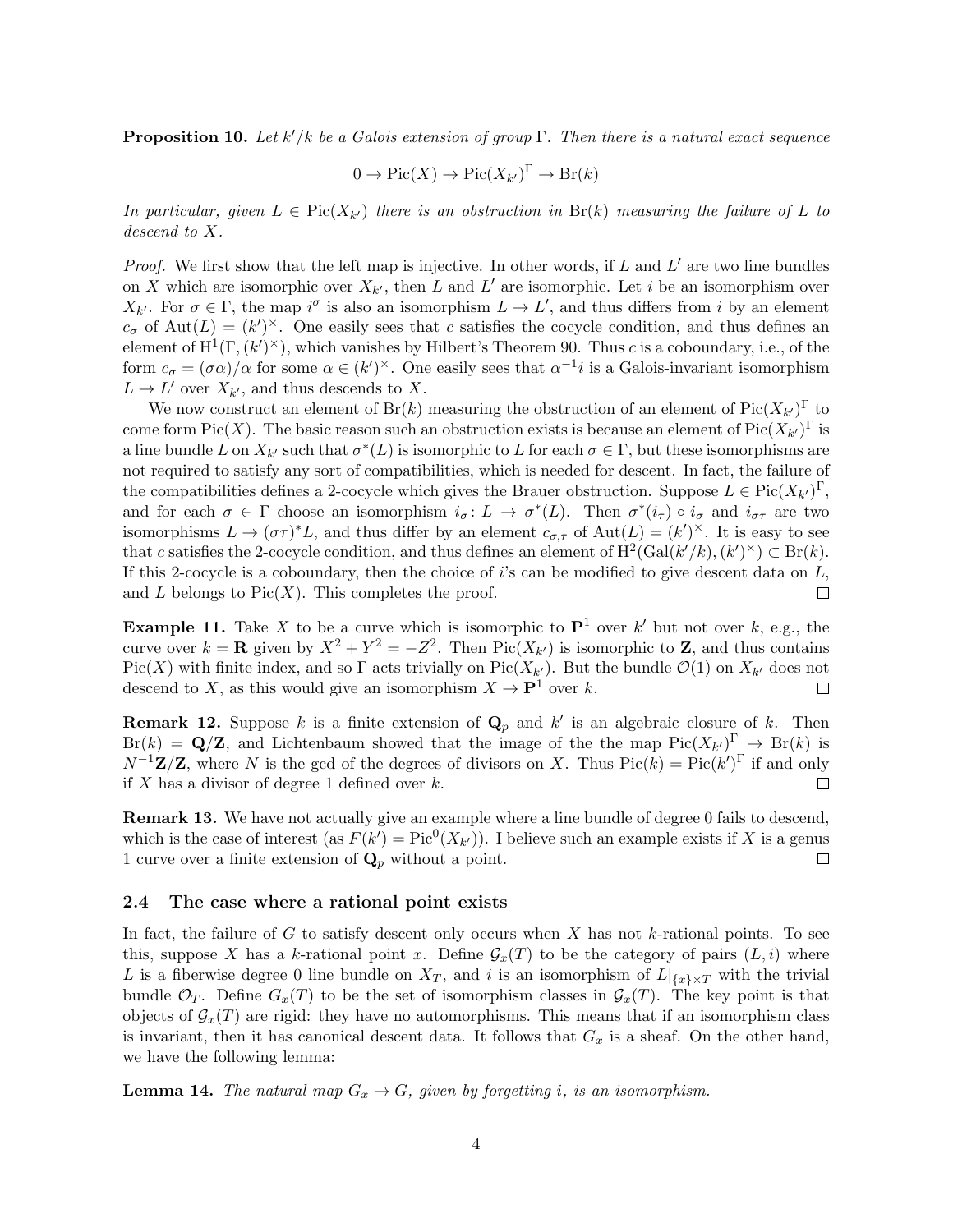**Proposition 10.** *Let $k'/k$ be a Galois extension of group $\Gamma$. Then there is a natural exact sequence*

$$0 \to \mathrm{Pic}(X) \to \mathrm{Pic}(X_{k'})^\Gamma \to \mathrm{Br}(k)$$

*In particular, given $L \in \mathrm{Pic}(X_{k'})$ there is an obstruction in $\mathrm{Br}(k)$ measuring the failure of $L$ to descend to $X$.*

*Proof.* We first show that the left map is injective. In other words, if $L$ and $L'$ are two line bundles on $X$ which are isomorphic over $X_{k'}$, then $L$ and $L'$ are isomorphic. Let $i$ be an isomorphism over $X_{k'}$. For $\sigma \in \Gamma$, the map $i^\sigma$ is also an isomorphism $L \to L'$, and thus differs from $i$ by an element $c_\sigma$ of $\mathrm{Aut}(L) = (k')^\times$. One easily sees that $c$ satisfies the cocycle condition, and thus defines an element of $\mathrm{H}^1(\Gamma, (k')^\times)$, which vanishes by Hilbert's Theorem 90. Thus $c$ is a coboundary, i.e., of the form $c_\sigma = (\sigma\alpha)/\alpha$ for some $\alpha \in (k')^\times$. One easily sees that $\alpha^{-1} i$ is a Galois-invariant isomorphism $L \to L'$ over $X_{k'}$, and thus descends to $X$.

We now construct an element of $\mathrm{Br}(k)$ measuring the obstruction of an element of $\mathrm{Pic}(X_{k'})^\Gamma$ to come form $\mathrm{Pic}(X)$. The basic reason such an obstruction exists is because an element of $\mathrm{Pic}(X_{k'})^\Gamma$ is a line bundle $L$ on $X_{k'}$ such that $\sigma^*(L)$ is isomorphic to $L$ for each $\sigma \in \Gamma$, but these isomorphisms are not required to satisfy any sort of compatibilities, which is needed for descent. In fact, the failure of the compatibilities defines a 2-cocycle which gives the Brauer obstruction. Suppose $L \in \mathrm{Pic}(X_{k'})^\Gamma$, and for each $\sigma \in \Gamma$ choose an isomorphism $i_\sigma \colon L \to \sigma^*(L)$. Then $\sigma^*(i_\tau) \circ i_\sigma$ and $i_{\sigma\tau}$ are two isomorphisms $L \to (\sigma\tau)^* L$, and thus differ by an element $c_{\sigma,\tau}$ of $\mathrm{Aut}(L) = (k')^\times$. It is easy to see that $c$ satisfies the 2-cocycle condition, and thus defines an element of $\mathrm{H}^2(\mathrm{Gal}(k'/k), (k')^\times) \subset \mathrm{Br}(k)$. If this 2-cocycle is a coboundary, then the choice of $i$'s can be modified to give descent data on $L$, and $L$ belongs to $\mathrm{Pic}(X)$. This completes the proof. $\square$

**Example 11.** Take $X$ to be a curve which is isomorphic to $\mathbf{P}^1$ over $k'$ but not over $k$, e.g., the curve over $k = \mathbf{R}$ given by $X^2 + Y^2 = -Z^2$. Then $\mathrm{Pic}(X_{k'})$ is isomorphic to $\mathbf{Z}$, and thus contains $\mathrm{Pic}(X)$ with finite index, and so $\Gamma$ acts trivially on $\mathrm{Pic}(X_{k'})$. But the bundle $\mathcal{O}(1)$ on $X_{k'}$ does not descend to $X$, as this would give an isomorphism $X \to \mathbf{P}^1$ over $k$. $\square$

**Remark 12.** Suppose $k$ is a finite extension of $\mathbf{Q}_p$ and $k'$ is an algebraic closure of $k$. Then $\mathrm{Br}(k) = \mathbf{Q}/\mathbf{Z}$, and Lichtenbaum showed that the image of the the map $\mathrm{Pic}(X_{k'})^\Gamma \to \mathrm{Br}(k)$ is $N^{-1}\mathbf{Z}/\mathbf{Z}$, where $N$ is the gcd of the degrees of divisors on $X$. Thus $\mathrm{Pic}(k) = \mathrm{Pic}(k')^\Gamma$ if and only if $X$ has a divisor of degree 1 defined over $k$. $\square$

**Remark 13.** We have not actually give an example where a line bundle of degree 0 fails to descend, which is the case of interest (as $F(k') = \mathrm{Pic}^0(X_{k'})$). I believe such an example exists if $X$ is a genus 1 curve over a finite extension of $\mathbf{Q}_p$ without a point. $\square$

### 2.4 The case where a rational point exists

In fact, the failure of $G$ to satisfy descent only occurs when $X$ has not $k$-rational points. To see this, suppose $X$ has a $k$-rational point $x$. Define $\mathcal{G}_x(T)$ to be the category of pairs $(L, i)$ where $L$ is a fiberwise degree 0 line bundle on $X_T$, and $i$ is an isomorphism of $L|_{\{x\} \times T}$ with the trivial bundle $\mathcal{O}_T$. Define $G_x(T)$ to be the set of isomorphism classes in $\mathcal{G}_x(T)$. The key point is that objects of $\mathcal{G}_x(T)$ are rigid: they have no automorphisms. This means that if an isomorphism class is invariant, then it has canonical descent data. It follows that $G_x$ is a sheaf. On the other hand, we have the following lemma:

**Lemma 14.** *The natural map $G_x \to G$, given by forgetting $i$, is an isomorphism.*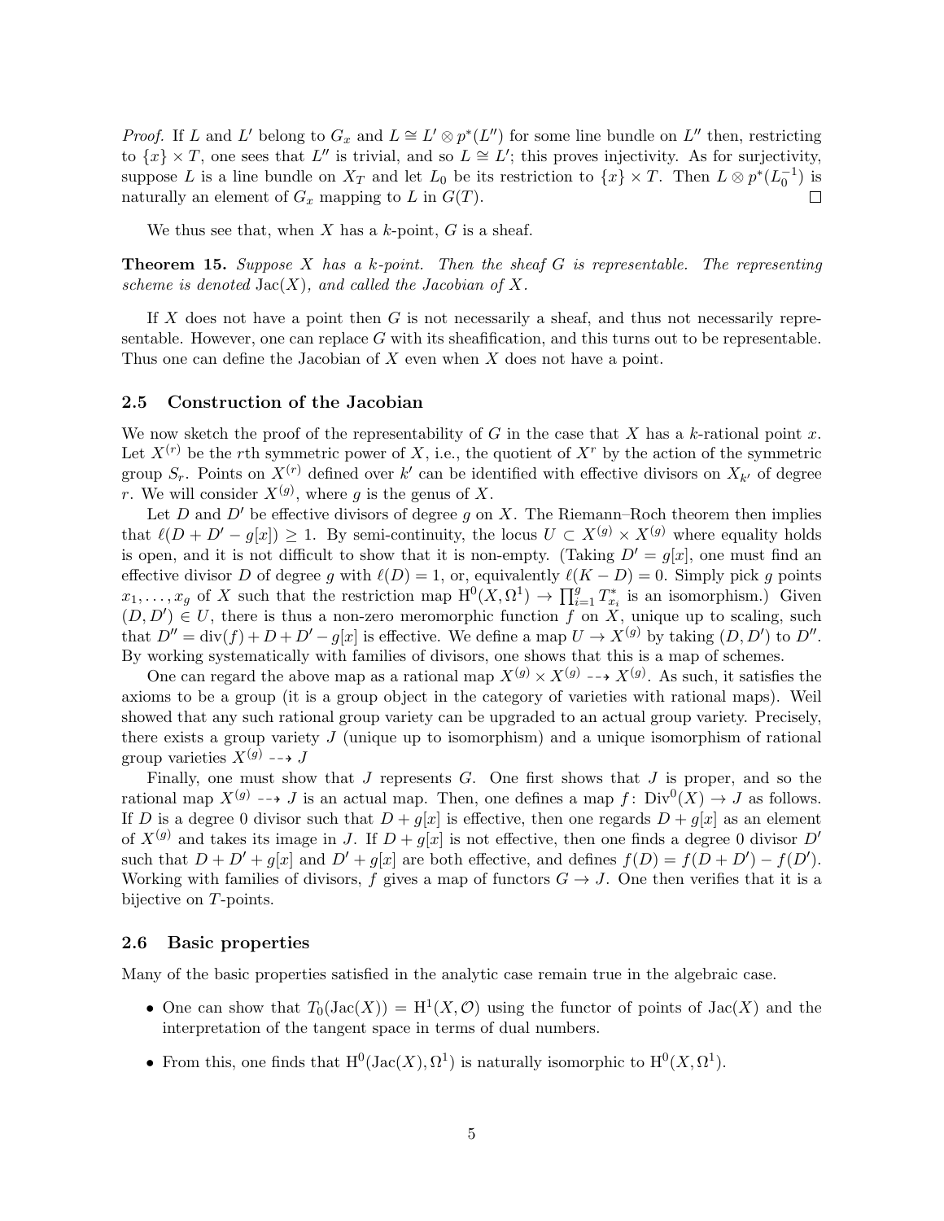*Proof.* If $L$ and $L'$ belong to $G_x$ and $L \cong L' \otimes p^*(L'')$ for some line bundle on $L''$ then, restricting to $\{x\} \times T$, one sees that $L''$ is trivial, and so $L \cong L'$; this proves injectivity. As for surjectivity, suppose $L$ is a line bundle on $X_T$ and let $L_0$ be its restriction to $\{x\} \times T$. Then $L \otimes p^*(L_0^{-1})$ is naturally an element of $G_x$ mapping to $L$ in $G(T)$. □

We thus see that, when $X$ has a $k$-point, $G$ is a sheaf.

**Theorem 15.** *Suppose $X$ has a $k$-point. Then the sheaf $G$ is representable. The representing scheme is denoted $\mathrm{Jac}(X)$, and called the Jacobian of $X$.*

If $X$ does not have a point then $G$ is not necessarily a sheaf, and thus not necessarily representable. However, one can replace $G$ with its sheafification, and this turns out to be representable. Thus one can define the Jacobian of $X$ even when $X$ does not have a point.

### 2.5 Construction of the Jacobian

We now sketch the proof of the representability of $G$ in the case that $X$ has a $k$-rational point $x$. Let $X^{(r)}$ be the $r$th symmetric power of $X$, i.e., the quotient of $X^r$ by the action of the symmetric group $S_r$. Points on $X^{(r)}$ defined over $k'$ can be identified with effective divisors on $X_{k'}$ of degree $r$. We will consider $X^{(g)}$, where $g$ is the genus of $X$.

Let $D$ and $D'$ be effective divisors of degree $g$ on $X$. The Riemann–Roch theorem then implies that $\ell(D + D' - g[x]) \ge 1$. By semi-continuity, the locus $U \subset X^{(g)} \times X^{(g)}$ where equality holds is open, and it is not difficult to show that it is non-empty. (Taking $D' = g[x]$, one must find an effective divisor $D$ of degree $g$ with $\ell(D) = 1$, or, equivalently $\ell(K - D) = 0$. Simply pick $g$ points $x_1, \ldots, x_g$ of $X$ such that the restriction map $\mathrm{H}^0(X, \Omega^1) \to \prod_{i=1}^{g} T^*_{x_i}$ is an isomorphism.) Given $(D, D') \in U$, there is thus a non-zero meromorphic function $f$ on $X$, unique up to scaling, such that $D'' = \mathrm{div}(f) + D + D' - g[x]$ is effective. We define a map $U \to X^{(g)}$ by taking $(D, D')$ to $D''$. By working systematically with families of divisors, one shows that this is a map of schemes.

One can regard the above map as a rational map $X^{(g)} \times X^{(g)} \dashrightarrow X^{(g)}$. As such, it satisfies the axioms to be a group (it is a group object in the category of varieties with rational maps). Weil showed that any such rational group variety can be upgraded to an actual group variety. Precisely, there exists a group variety $J$ (unique up to isomorphism) and a unique isomorphism of rational group varieties $X^{(g)} \dashrightarrow J$

Finally, one must show that $J$ represents $G$. One first shows that $J$ is proper, and so the rational map $X^{(g)} \dashrightarrow J$ is an actual map. Then, one defines a map $f \colon \mathrm{Div}^0(X) \to J$ as follows. If $D$ is a degree 0 divisor such that $D + g[x]$ is effective, then one regards $D + g[x]$ as an element of $X^{(g)}$ and takes its image in $J$. If $D + g[x]$ is not effective, then one finds a degree 0 divisor $D'$ such that $D + D' + g[x]$ and $D' + g[x]$ are both effective, and defines $f(D) = f(D + D') - f(D')$. Working with families of divisors, $f$ gives a map of functors $G \to J$. One then verifies that it is a bijective on $T$-points.

### 2.6 Basic properties

Many of the basic properties satisfied in the analytic case remain true in the algebraic case.

- One can show that $T_0(\mathrm{Jac}(X)) = \mathrm{H}^1(X, \mathcal{O})$ using the functor of points of $\mathrm{Jac}(X)$ and the interpretation of the tangent space in terms of dual numbers.
- From this, one finds that $\mathrm{H}^0(\mathrm{Jac}(X), \Omega^1)$ is naturally isomorphic to $\mathrm{H}^0(X, \Omega^1)$.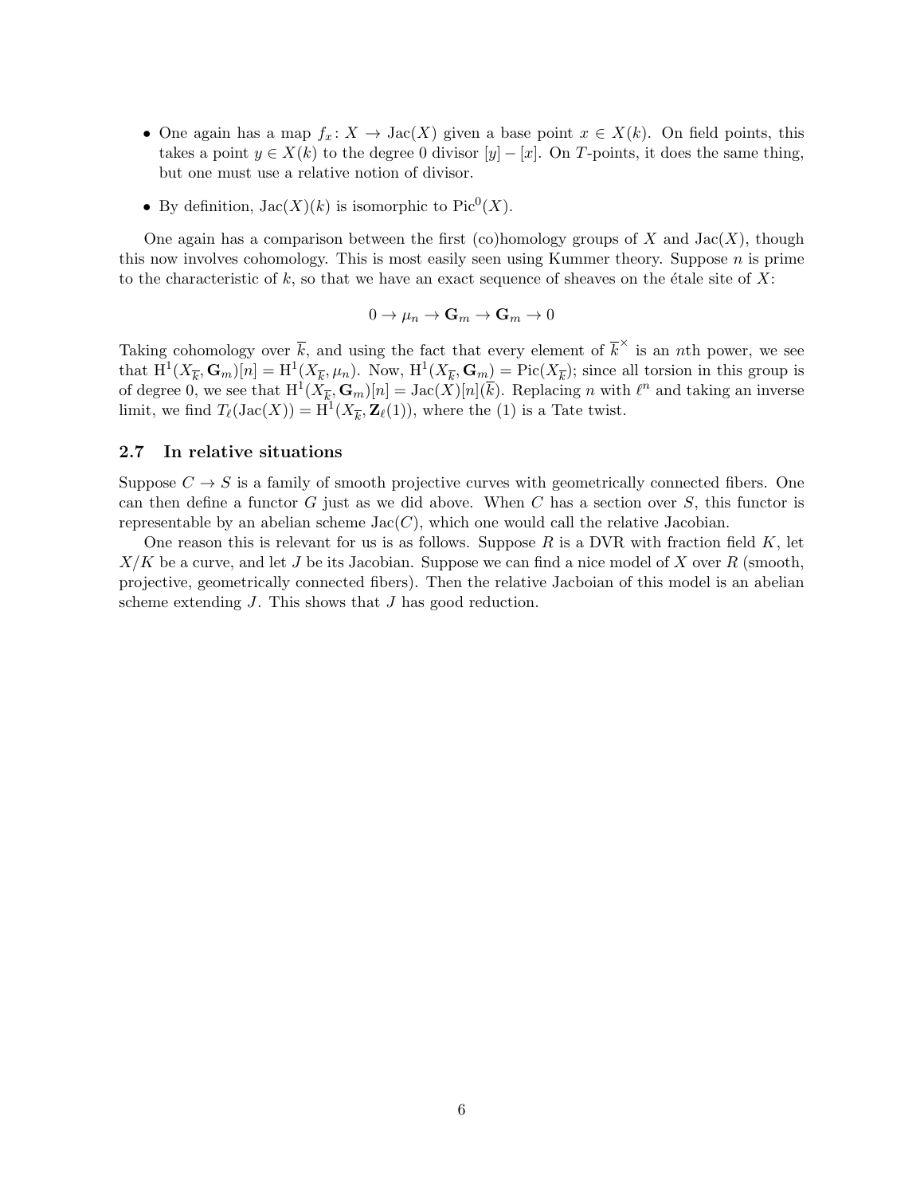- One again has a map $f_x \colon X \to \mathrm{Jac}(X)$ given a base point $x \in X(k)$. On field points, this takes a point $y \in X(k)$ to the degree 0 divisor $[y] - [x]$. On $T$-points, it does the same thing, but one must use a relative notion of divisor.
- By definition, $\mathrm{Jac}(X)(k)$ is isomorphic to $\mathrm{Pic}^0(X)$.

One again has a comparison between the first (co)homology groups of $X$ and $\mathrm{Jac}(X)$, though this now involves cohomology. This is most easily seen using Kummer theory. Suppose $n$ is prime to the characteristic of $k$, so that we have an exact sequence of sheaves on the étale site of $X$:

$$0 \to \mu_n \to \mathbf{G}_m \to \mathbf{G}_m \to 0$$

Taking cohomology over $\overline{k}$, and using the fact that every element of $\overline{k}^\times$ is an $n$th power, we see that $\mathrm{H}^1(X_{\overline{k}}, \mathbf{G}_m)[n] = \mathrm{H}^1(X_{\overline{k}}, \mu_n)$. Now, $\mathrm{H}^1(X_{\overline{k}}, \mathbf{G}_m) = \mathrm{Pic}(X_{\overline{k}})$; since all torsion in this group is of degree 0, we see that $\mathrm{H}^1(X_{\overline{k}}, \mathbf{G}_m)[n] = \mathrm{Jac}(X)[n](\overline{k})$. Replacing $n$ with $\ell^n$ and taking an inverse limit, we find $T_\ell(\mathrm{Jac}(X)) = \mathrm{H}^1(X_{\overline{k}}, \mathbf{Z}_\ell(1))$, where the (1) is a Tate twist.

### 2.7 In relative situations

Suppose $C \to S$ is a family of smooth projective curves with geometrically connected fibers. One can then define a functor $G$ just as we did above. When $C$ has a section over $S$, this functor is representable by an abelian scheme $\mathrm{Jac}(C)$, which one would call the relative Jacobian.

One reason this is relevant for us is as follows. Suppose $R$ is a DVR with fraction field $K$, let $X/K$ be a curve, and let $J$ be its Jacobian. Suppose we can find a nice model of $X$ over $R$ (smooth, projective, geometrically connected fibers). Then the relative Jacboian of this model is an abelian scheme extending $J$. This shows that $J$ has good reduction.